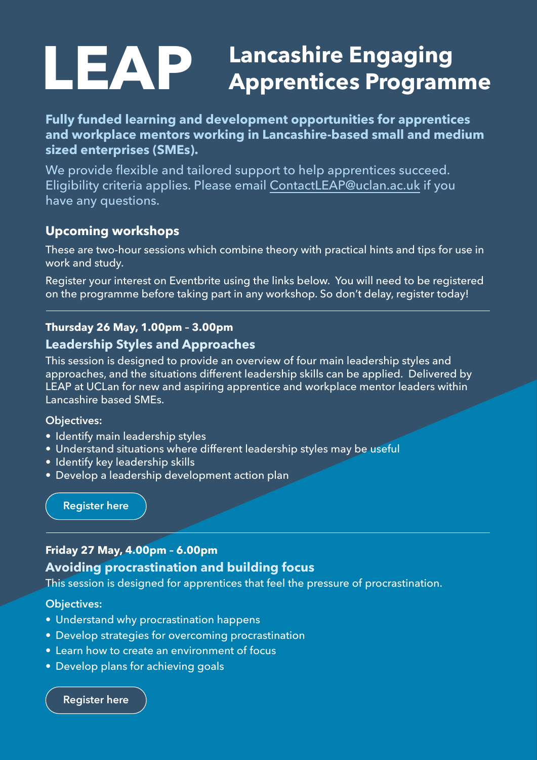# LEAP Lancashire Engaging Apprentices Programme

**Fully funded learning and development opportunities for apprentices and workplace mentors working in Lancashire-based small and medium sized enterprises (SMEs).**

We provide flexible and tailored support to help apprentices succeed. Eligibility criteria applies. Please email ContactLEAP@uclan.ac.uk if you have any questions.

## Upcoming workshops

These are two-hour sessions which combine theory with practical hints and tips for use in work and study.

Register your interest on Eventbrite using the links below. You will need to be registered on the programme before taking part in any workshop. So don't delay, register today!

---

**Thursday 26 May, 1.00pm – 3.00pm**

### Leadership Styles and Approaches

This session is designed to provide an overview of four main leadership styles and approaches, and the situations different leadership skills can be applied. Delivered by LEAP at UCLan for new and aspiring apprentice and workplace mentor leaders within Lancashire based SMEs.

**Objectives:**

- Identify main leadership styles
- Understand situations where different leadership styles may be useful
- Identify key leadership skills
- Develop a leadership development action plan

Register here

---

**Friday 27 May, 4.00pm – 6.00pm**

### Avoiding procrastination and building focus

This session is designed for apprentices that feel the pressure of procrastination.

**Objectives:**

- Understand why procrastination happens
- Develop strategies for overcoming procrastination
- Learn how to create an environment of focus
- Develop plans for achieving goals

Register here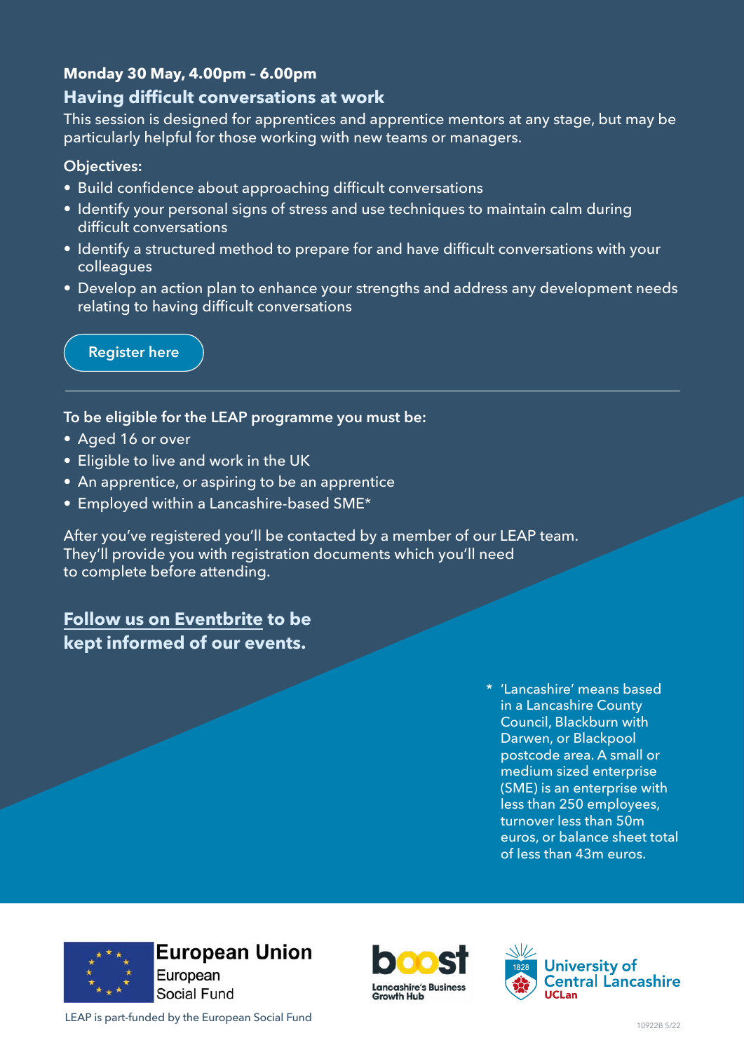**Monday 30 May, 4.00pm – 6.00pm**

## Having difficult conversations at work

This session is designed for apprentices and apprentice mentors at any stage, but may be particularly helpful for those working with new teams or managers.

**Objectives:**

- Build confidence about approaching difficult conversations
- Identify your personal signs of stress and use techniques to maintain calm during difficult conversations
- Identify a structured method to prepare for and have difficult conversations with your colleagues
- Develop an action plan to enhance your strengths and address any development needs relating to having difficult conversations

Register here

---

**To be eligible for the LEAP programme you must be:**

- Aged 16 or over
- Eligible to live and work in the UK
- An apprentice, or aspiring to be an apprentice
- Employed within a Lancashire-based SME*

After you've registered you'll be contacted by a member of our LEAP team. They'll provide you with registration documents which you'll need to complete before attending.

**Follow us on Eventbrite to be kept informed of our events.**

* 'Lancashire' means based in a Lancashire County Council, Blackburn with Darwen, or Blackpool postcode area. A small or medium sized enterprise (SME) is an enterprise with less than 250 employees, turnover less than 50m euros, or balance sheet total of less than 43m euros.

European Union European Social Fund

boost Lancashire's Business Growth Hub

1828 University of Central Lancashire UCLan

LEAP is part-funded by the European Social Fund

10922B 5/22